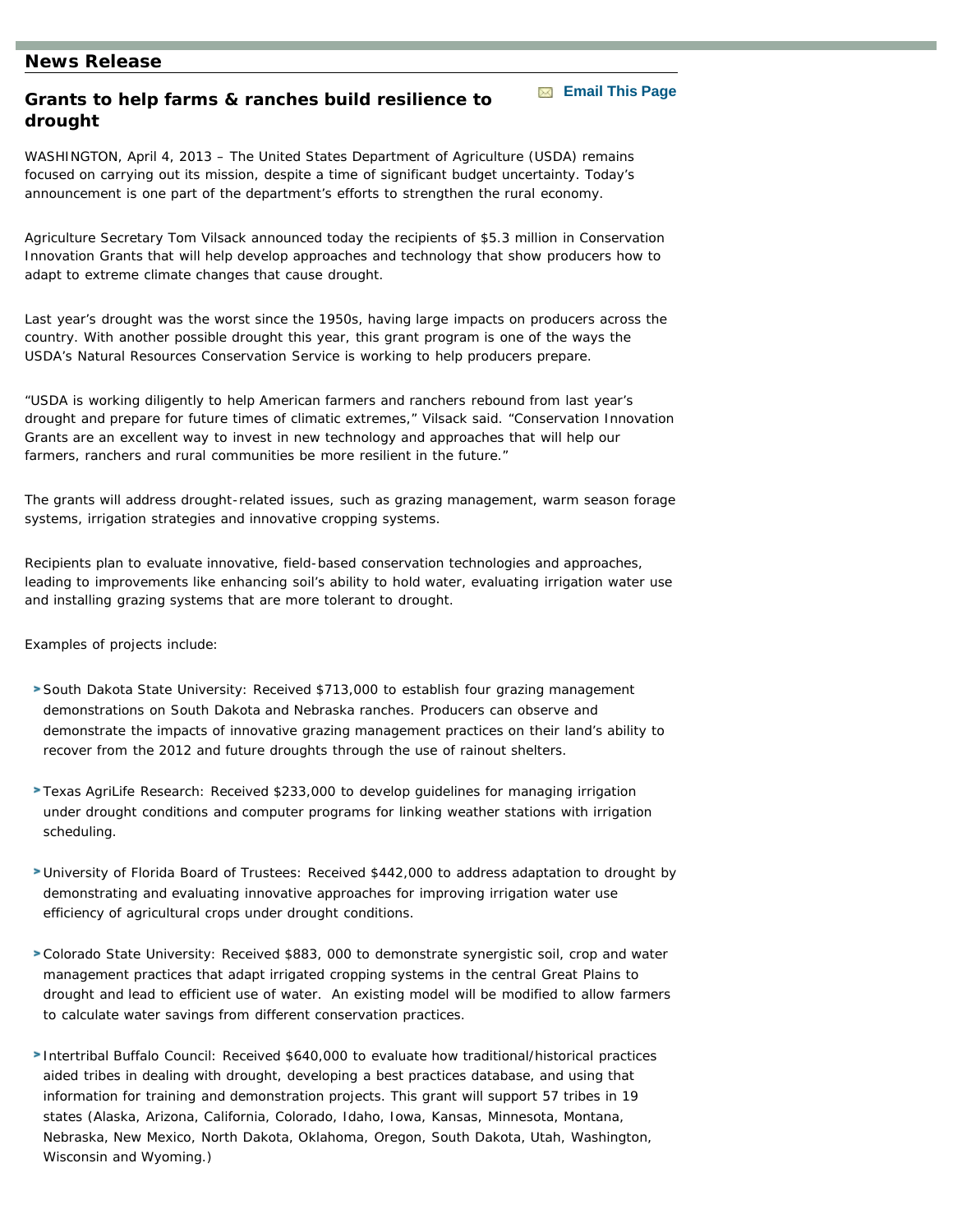## News Release

### Grants to help farms & ranches build resilience to drought

WASHINGTON, April 4, 2013 – The United States Department of Agriculture (USDA) remains focused on carrying out its mission, despite a time of significant budget uncertainty. Today's announcement is one part of the department's efforts to strengthen the rural economy.

Agriculture Secretary Tom Vilsack announced today the recipients of $5.3 million in Conservation Innovation Grants that will help develop approaches and technology that show producers how to adapt to extreme climate changes that cause drought.

Last year's drought was the worst since the 1950s, having large impacts on producers across the country. With another possible drought this year, this grant program is one of the ways the USDA's Natural Resources Conservation Service is working to help producers prepare.

"USDA is working diligently to help American farmers and ranchers rebound from last year's drought and prepare for future times of climatic extremes," Vilsack said. "Conservation Innovation Grants are an excellent way to invest in new technology and approaches that will help our farmers, ranchers and rural communities be more resilient in the future."

The grants will address drought-related issues, such as grazing management, warm season forage systems, irrigation strategies and innovative cropping systems.

Recipients plan to evaluate innovative, field-based conservation technologies and approaches, leading to improvements like enhancing soil's ability to hold water, evaluating irrigation water use and installing grazing systems that are more tolerant to drought.

Examples of projects include:

- South Dakota State University: Received $713,000 to establish four grazing management demonstrations on South Dakota and Nebraska ranches. Producers can observe and demonstrate the impacts of innovative grazing management practices on their land's ability to recover from the 2012 and future droughts through the use of rainout shelters.
- Texas AgriLife Research: Received $233,000 to develop guidelines for managing irrigation under drought conditions and computer programs for linking weather stations with irrigation scheduling.
- University of Florida Board of Trustees: Received $442,000 to address adaptation to drought by demonstrating and evaluating innovative approaches for improving irrigation water use efficiency of agricultural crops under drought conditions.
- Colorado State University: Received $883, 000 to demonstrate synergistic soil, crop and water management practices that adapt irrigated cropping systems in the central Great Plains to drought and lead to efficient use of water. An existing model will be modified to allow farmers to calculate water savings from different conservation practices.
- Intertribal Buffalo Council: Received $640,000 to evaluate how traditional/historical practices aided tribes in dealing with drought, developing a best practices database, and using that information for training and demonstration projects. This grant will support 57 tribes in 19 states (Alaska, Arizona, California, Colorado, Idaho, Iowa, Kansas, Minnesota, Montana, Nebraska, New Mexico, North Dakota, Oklahoma, Oregon, South Dakota, Utah, Washington, Wisconsin and Wyoming.)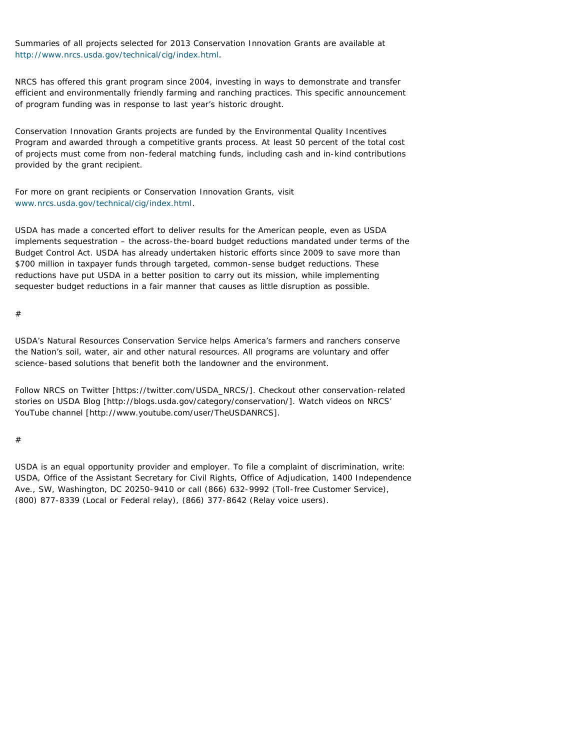Summaries of all projects selected for 2013 Conservation Innovation Grants are available at http://www.nrcs.usda.gov/technical/cig/index.html.

NRCS has offered this grant program since 2004, investing in ways to demonstrate and transfer efficient and environmentally friendly farming and ranching practices. This specific announcement of program funding was in response to last year's historic drought.

Conservation Innovation Grants projects are funded by the Environmental Quality Incentives Program and awarded through a competitive grants process. At least 50 percent of the total cost of projects must come from non-federal matching funds, including cash and in-kind contributions provided by the grant recipient.

For more on grant recipients or Conservation Innovation Grants, visit www.nrcs.usda.gov/technical/cig/index.html.

USDA has made a concerted effort to deliver results for the American people, even as USDA implements sequestration – the across-the-board budget reductions mandated under terms of the Budget Control Act. USDA has already undertaken historic efforts since 2009 to save more than $700 million in taxpayer funds through targeted, common-sense budget reductions. These reductions have put USDA in a better position to carry out its mission, while implementing sequester budget reductions in a fair manner that causes as little disruption as possible.

#

USDA's Natural Resources Conservation Service helps America's farmers and ranchers conserve the Nation's soil, water, air and other natural resources. All programs are voluntary and offer science-based solutions that benefit both the landowner and the environment.

Follow NRCS on Twitter [https://twitter.com/USDA_NRCS/]. Checkout other conservation-related stories on USDA Blog [http://blogs.usda.gov/category/conservation/]. Watch videos on NRCS' YouTube channel [http://www.youtube.com/user/TheUSDANRCS].

#

USDA is an equal opportunity provider and employer. To file a complaint of discrimination, write: USDA, Office of the Assistant Secretary for Civil Rights, Office of Adjudication, 1400 Independence Ave., SW, Washington, DC 20250-9410 or call (866) 632-9992 (Toll-free Customer Service), (800) 877-8339 (Local or Federal relay), (866) 377-8642 (Relay voice users).